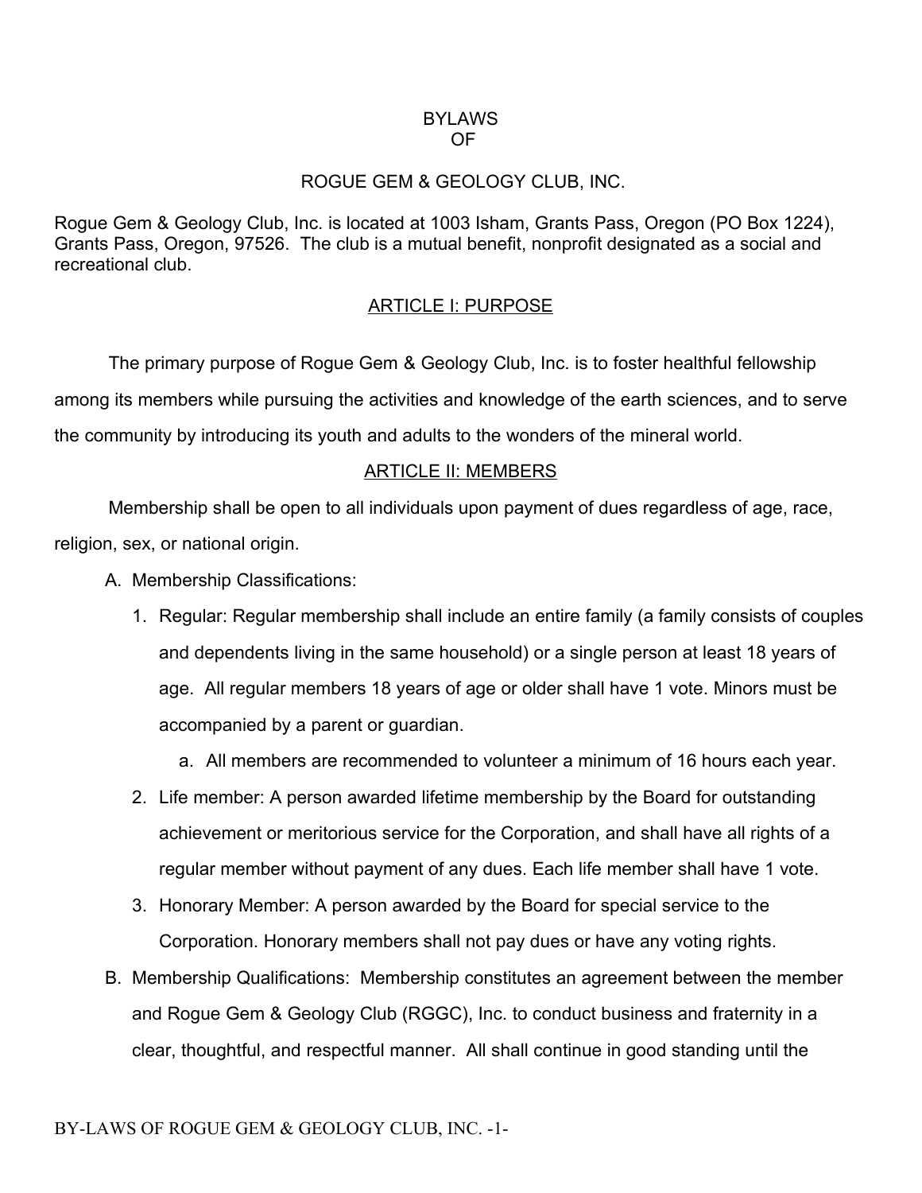# BYLAWS
# OF
# ROGUE GEM & GEOLOGY CLUB, INC.

Rogue Gem & Geology Club, Inc. is located at 1003 Isham, Grants Pass, Oregon (PO Box 1224), Grants Pass, Oregon, 97526. The club is a mutual benefit, nonprofit designated as a social and recreational club.

## ARTICLE I: PURPOSE

The primary purpose of Rogue Gem & Geology Club, Inc. is to foster healthful fellowship among its members while pursuing the activities and knowledge of the earth sciences, and to serve the community by introducing its youth and adults to the wonders of the mineral world.

## ARTICLE II: MEMBERS

Membership shall be open to all individuals upon payment of dues regardless of age, race, religion, sex, or national origin.

A. Membership Classifications:
   1. Regular: Regular membership shall include an entire family (a family consists of couples and dependents living in the same household) or a single person at least 18 years of age. All regular members 18 years of age or older shall have 1 vote. Minors must be accompanied by a parent or guardian.
      a. All members are recommended to volunteer a minimum of 16 hours each year.
   2. Life member: A person awarded lifetime membership by the Board for outstanding achievement or meritorious service for the Corporation, and shall have all rights of a regular member without payment of any dues. Each life member shall have 1 vote.
   3. Honorary Member: A person awarded by the Board for special service to the Corporation. Honorary members shall not pay dues or have any voting rights.

B. Membership Qualifications: Membership constitutes an agreement between the member and Rogue Gem & Geology Club (RGGC), Inc. to conduct business and fraternity in a clear, thoughtful, and respectful manner. All shall continue in good standing until the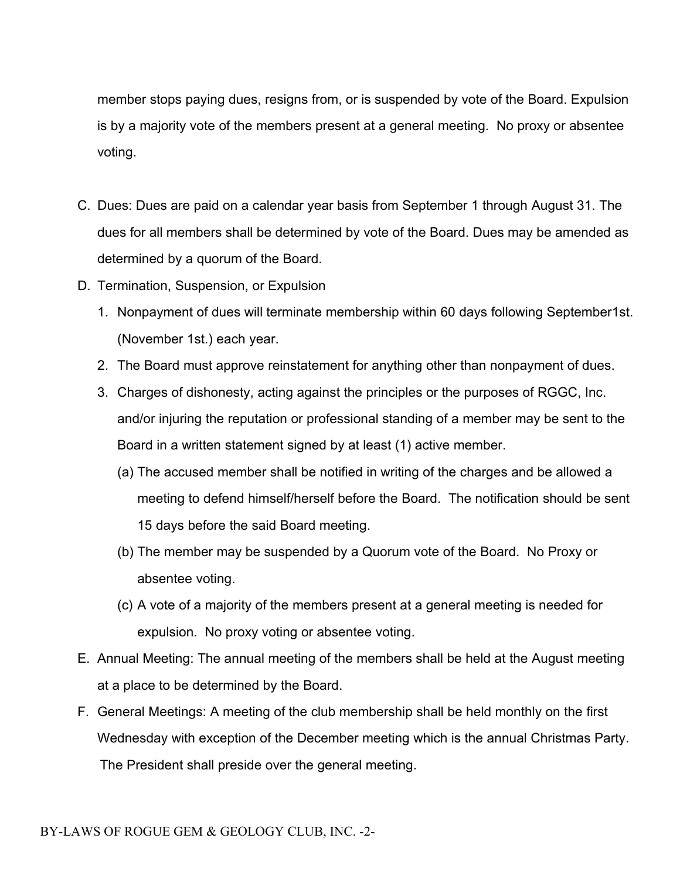member stops paying dues, resigns from, or is suspended by vote of the Board. Expulsion is by a majority vote of the members present at a general meeting.  No proxy or absentee voting.

C. Dues: Dues are paid on a calendar year basis from September 1 through August 31. The dues for all members shall be determined by vote of the Board. Dues may be amended as determined by a quorum of the Board.

D. Termination, Suspension, or Expulsion
   1. Nonpayment of dues will terminate membership within 60 days following September1st. (November 1st.) each year.
   2. The Board must approve reinstatement for anything other than nonpayment of dues.
   3. Charges of dishonesty, acting against the principles or the purposes of RGGC, Inc. and/or injuring the reputation or professional standing of a member may be sent to the Board in a written statement signed by at least (1) active member.
      (a) The accused member shall be notified in writing of the charges and be allowed a meeting to defend himself/herself before the Board.  The notification should be sent 15 days before the said Board meeting.
      (b) The member may be suspended by a Quorum vote of the Board.  No Proxy or absentee voting.
      (c) A vote of a majority of the members present at a general meeting is needed for expulsion.  No proxy voting or absentee voting.

E. Annual Meeting: The annual meeting of the members shall be held at the August meeting at a place to be determined by the Board.

F. General Meetings: A meeting of the club membership shall be held monthly on the first Wednesday with exception of the December meeting which is the annual Christmas Party. The President shall preside over the general meeting.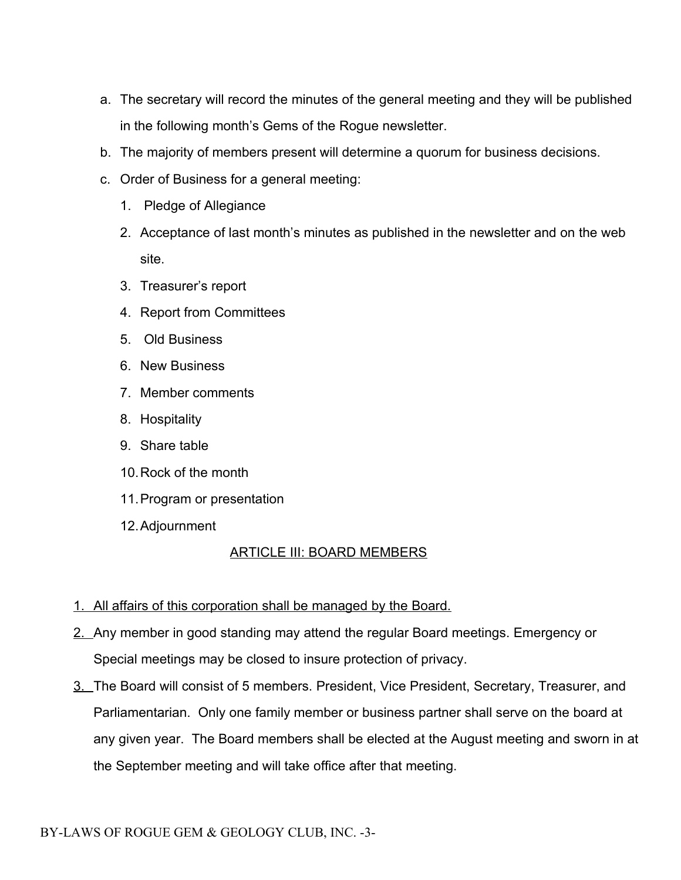a. The secretary will record the minutes of the general meeting and they will be published in the following month's Gems of the Rogue newsletter.
b. The majority of members present will determine a quorum for business decisions.
c. Order of Business for a general meeting:
    1. Pledge of Allegiance
    2. Acceptance of last month's minutes as published in the newsletter and on the web site.
    3. Treasurer's report
    4. Report from Committees
    5. Old Business
    6. New Business
    7. Member comments
    8. Hospitality
    9. Share table
    10. Rock of the month
    11. Program or presentation
    12. Adjournment

## ARTICLE III: BOARD MEMBERS

1. All affairs of this corporation shall be managed by the Board.
2. Any member in good standing may attend the regular Board meetings. Emergency or Special meetings may be closed to insure protection of privacy.
3. The Board will consist of 5 members. President, Vice President, Secretary, Treasurer, and Parliamentarian. Only one family member or business partner shall serve on the board at any given year. The Board members shall be elected at the August meeting and sworn in at the September meeting and will take office after that meeting.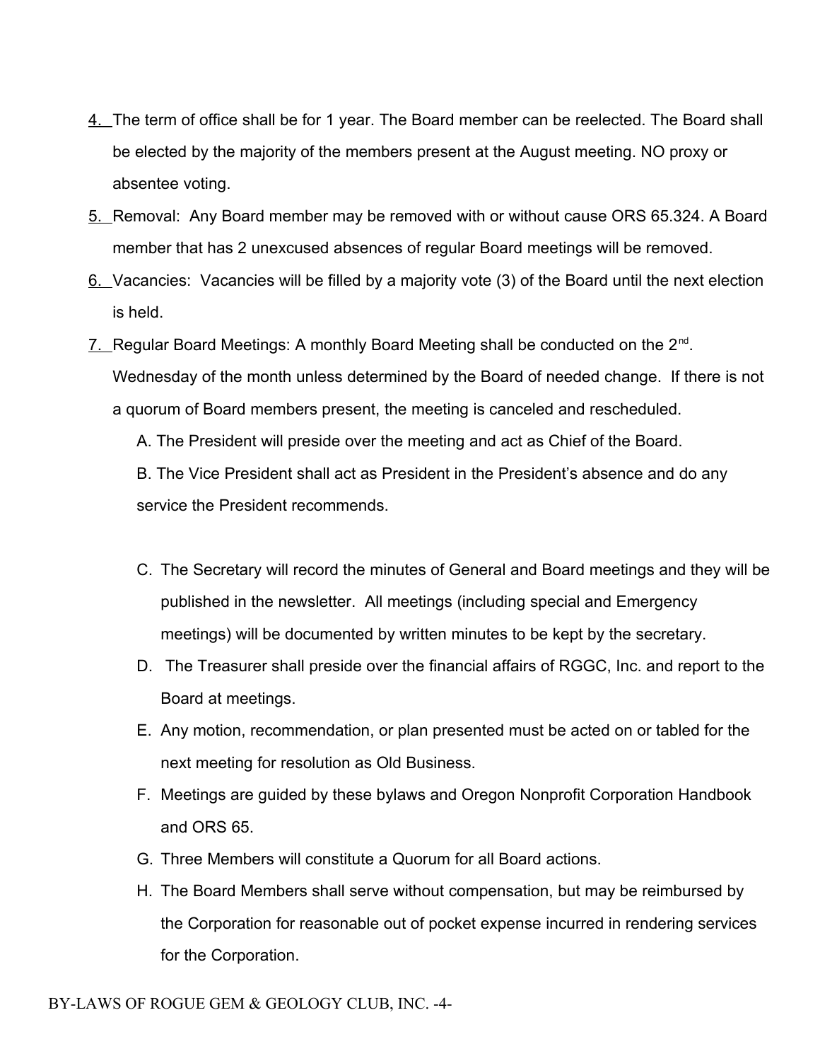4. The term of office shall be for 1 year. The Board member can be reelected. The Board shall be elected by the majority of the members present at the August meeting. NO proxy or absentee voting.

5. Removal: Any Board member may be removed with or without cause ORS 65.324. A Board member that has 2 unexcused absences of regular Board meetings will be removed.

6. Vacancies: Vacancies will be filled by a majority vote (3) of the Board until the next election is held.

7. Regular Board Meetings: A monthly Board Meeting shall be conducted on the 2nd. Wednesday of the month unless determined by the Board of needed change. If there is not a quorum of Board members present, the meeting is canceled and rescheduled.

   A. The President will preside over the meeting and act as Chief of the Board.

   B. The Vice President shall act as President in the President's absence and do any service the President recommends.

   C. The Secretary will record the minutes of General and Board meetings and they will be published in the newsletter. All meetings (including special and Emergency meetings) will be documented by written minutes to be kept by the secretary.

   D. The Treasurer shall preside over the financial affairs of RGGC, Inc. and report to the Board at meetings.

   E. Any motion, recommendation, or plan presented must be acted on or tabled for the next meeting for resolution as Old Business.

   F. Meetings are guided by these bylaws and Oregon Nonprofit Corporation Handbook and ORS 65.

   G. Three Members will constitute a Quorum for all Board actions.

   H. The Board Members shall serve without compensation, but may be reimbursed by the Corporation for reasonable out of pocket expense incurred in rendering services for the Corporation.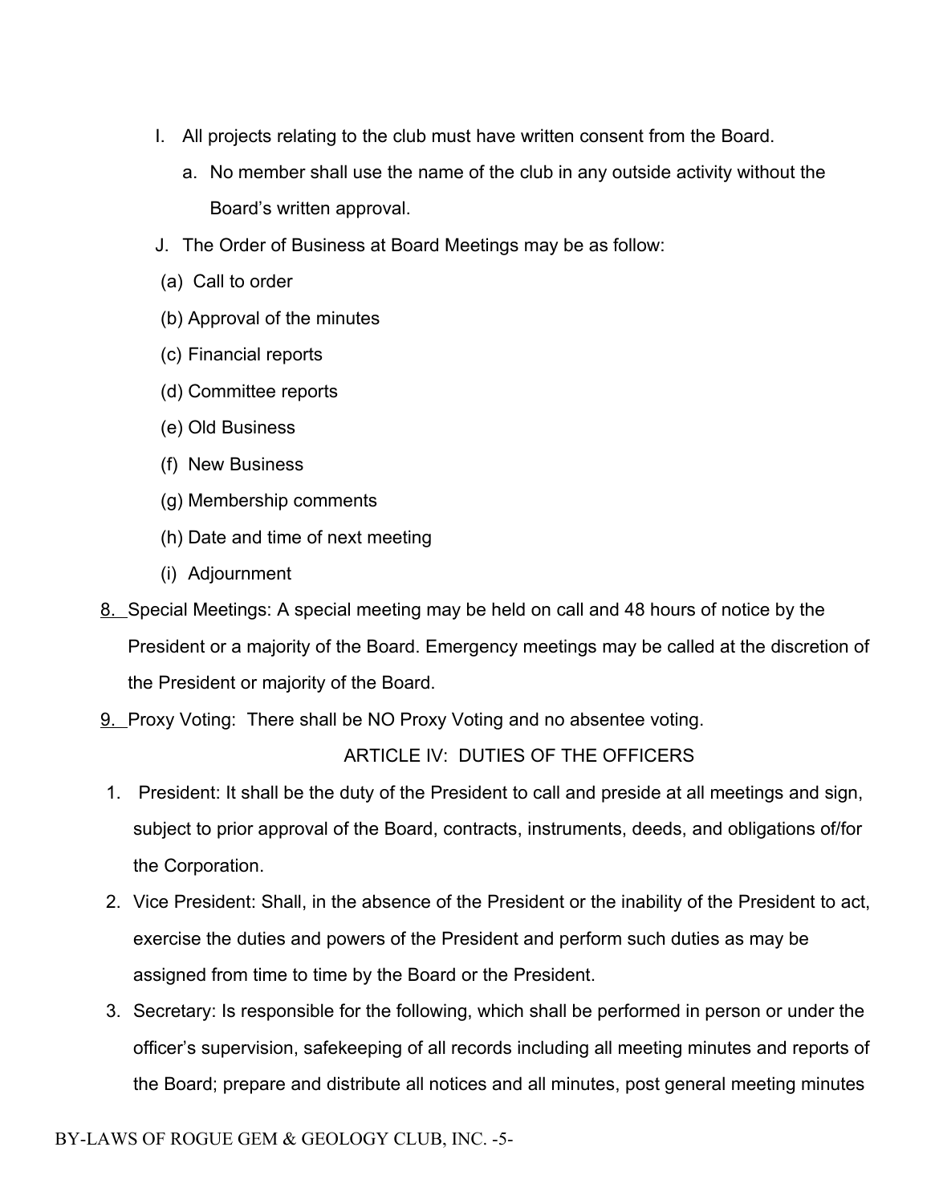I. All projects relating to the club must have written consent from the Board.

   a. No member shall use the name of the club in any outside activity without the Board's written approval.

J. The Order of Business at Board Meetings may be as follow:

(a) Call to order

(b) Approval of the minutes

(c) Financial reports

(d) Committee reports

(e) Old Business

(f) New Business

(g) Membership comments

(h) Date and time of next meeting

(i) Adjournment

8. Special Meetings: A special meeting may be held on call and 48 hours of notice by the President or a majority of the Board. Emergency meetings may be called at the discretion of the President or majority of the Board.

9. Proxy Voting: There shall be NO Proxy Voting and no absentee voting.

## ARTICLE IV: DUTIES OF THE OFFICERS

1. President: It shall be the duty of the President to call and preside at all meetings and sign, subject to prior approval of the Board, contracts, instruments, deeds, and obligations of/for the Corporation.
2. Vice President: Shall, in the absence of the President or the inability of the President to act, exercise the duties and powers of the President and perform such duties as may be assigned from time to time by the Board or the President.
3. Secretary: Is responsible for the following, which shall be performed in person or under the officer's supervision, safekeeping of all records including all meeting minutes and reports of the Board; prepare and distribute all notices and all minutes, post general meeting minutes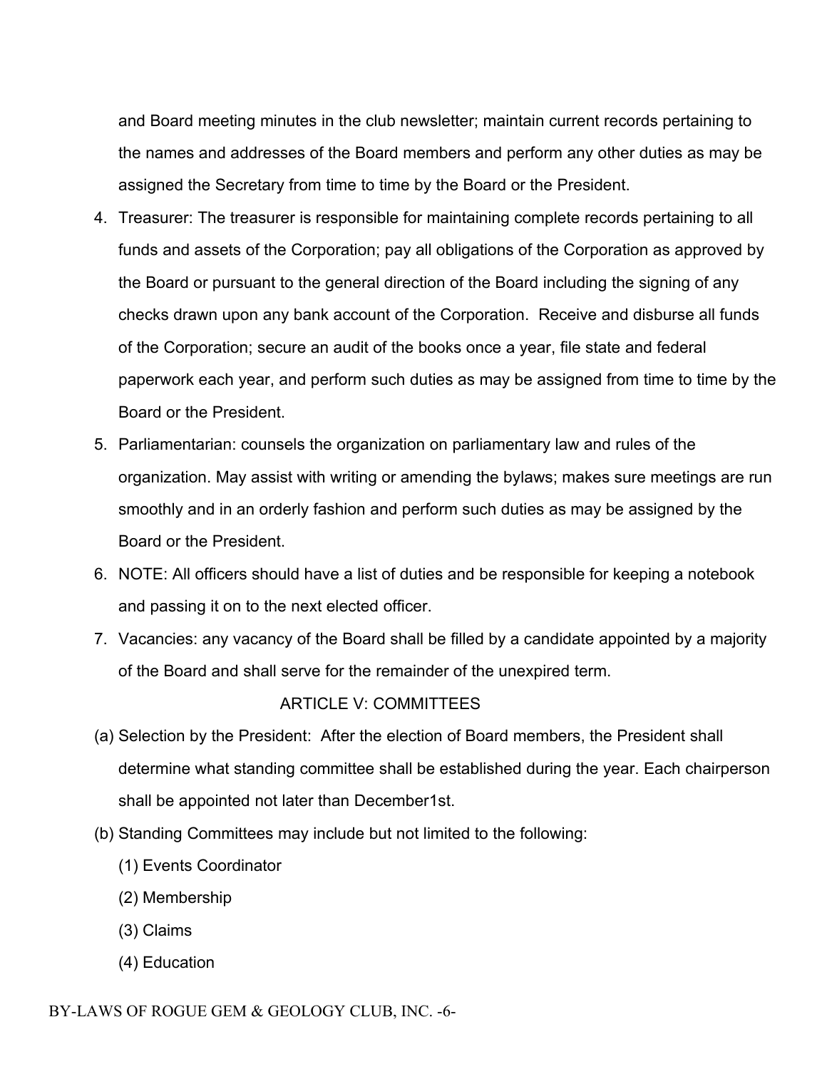and Board meeting minutes in the club newsletter; maintain current records pertaining to the names and addresses of the Board members and perform any other duties as may be assigned the Secretary from time to time by the Board or the President.

4. Treasurer: The treasurer is responsible for maintaining complete records pertaining to all funds and assets of the Corporation; pay all obligations of the Corporation as approved by the Board or pursuant to the general direction of the Board including the signing of any checks drawn upon any bank account of the Corporation. Receive and disburse all funds of the Corporation; secure an audit of the books once a year, file state and federal paperwork each year, and perform such duties as may be assigned from time to time by the Board or the President.
5. Parliamentarian: counsels the organization on parliamentary law and rules of the organization. May assist with writing or amending the bylaws; makes sure meetings are run smoothly and in an orderly fashion and perform such duties as may be assigned by the Board or the President.
6. NOTE: All officers should have a list of duties and be responsible for keeping a notebook and passing it on to the next elected officer.
7. Vacancies: any vacancy of the Board shall be filled by a candidate appointed by a majority of the Board and shall serve for the remainder of the unexpired term.

## ARTICLE V: COMMITTEES

(a) Selection by the President: After the election of Board members, the President shall determine what standing committee shall be established during the year. Each chairperson shall be appointed not later than December1st.

(b) Standing Committees may include but not limited to the following:

(1) Events Coordinator

(2) Membership

(3) Claims

(4) Education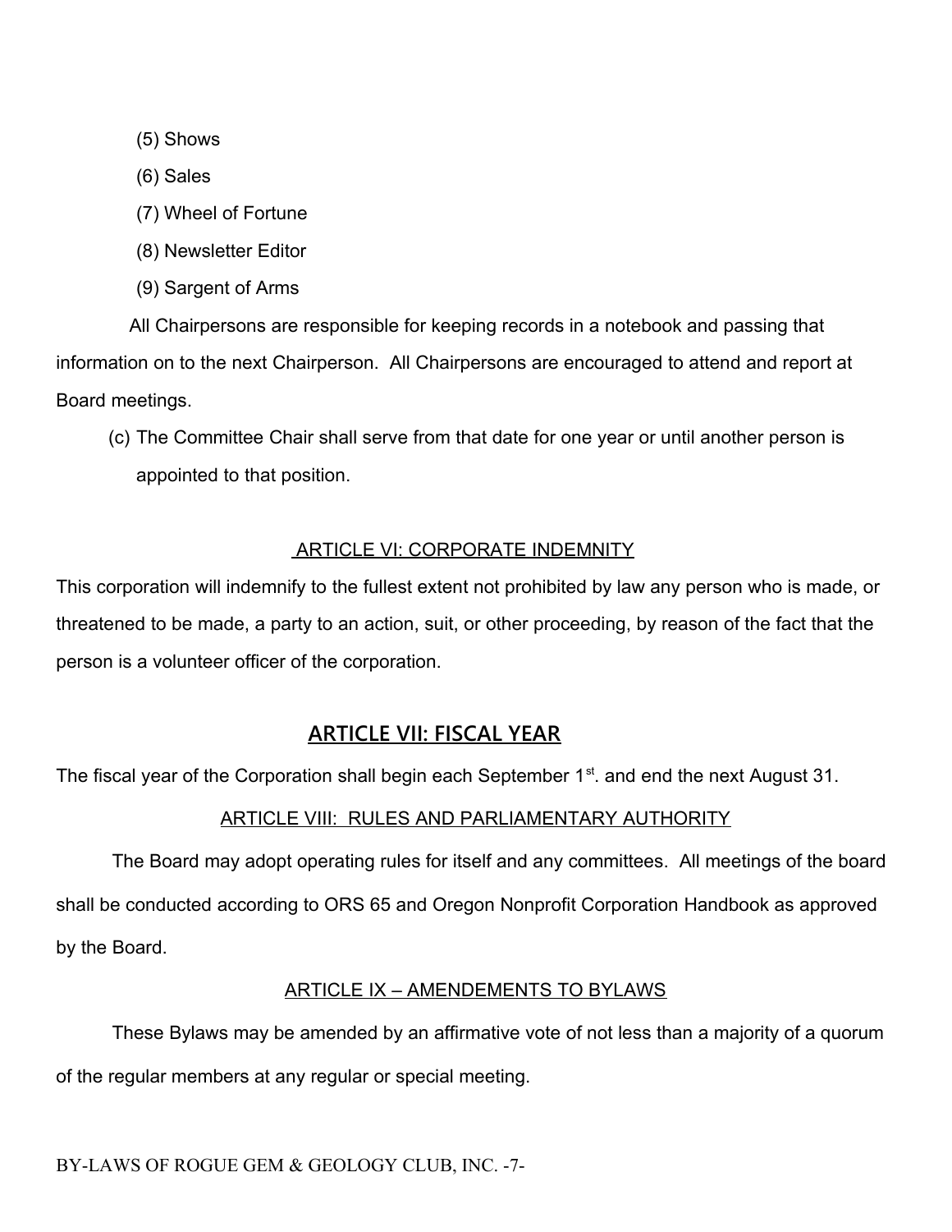(5) Shows

(6) Sales

(7) Wheel of Fortune

(8) Newsletter Editor

(9) Sargent of Arms

All Chairpersons are responsible for keeping records in a notebook and passing that information on to the next Chairperson. All Chairpersons are encouraged to attend and report at Board meetings.

(c) The Committee Chair shall serve from that date for one year or until another person is appointed to that position.

## ARTICLE VI: CORPORATE INDEMNITY

This corporation will indemnify to the fullest extent not prohibited by law any person who is made, or threatened to be made, a party to an action, suit, or other proceeding, by reason of the fact that the person is a volunteer officer of the corporation.

## ARTICLE VII: FISCAL YEAR

The fiscal year of the Corporation shall begin each September 1st. and end the next August 31.

## ARTICLE VIII: RULES AND PARLIAMENTARY AUTHORITY

The Board may adopt operating rules for itself and any committees. All meetings of the board shall be conducted according to ORS 65 and Oregon Nonprofit Corporation Handbook as approved by the Board.

## ARTICLE IX – AMENDEMENTS TO BYLAWS

These Bylaws may be amended by an affirmative vote of not less than a majority of a quorum of the regular members at any regular or special meeting.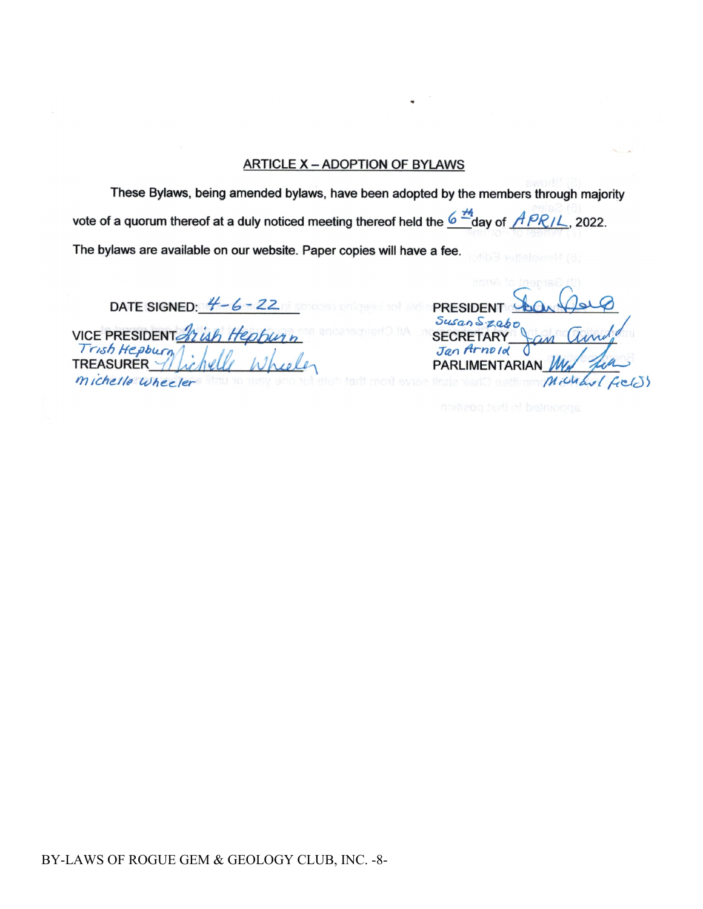## ARTICLE X – ADOPTION OF BYLAWS

These Bylaws, being amended bylaws, have been adopted by the members through majority vote of a quorum thereof at a duly noticed meeting thereof held the 6th day of APRIL, 2022.

The bylaws are available on our website. Paper copies will have a fee.

DATE SIGNED: 4-6-22

PRESIDENT [signature]
Susan Szabo

VICE PRESIDENT Trish Hepburn
Trish Hepburn

SECRETARY [signature]
Jan Arnold

TREASURER Michelle Wheeler
Michelle Wheeler

PARLIMENTARIAN [signature]
Michael Fields